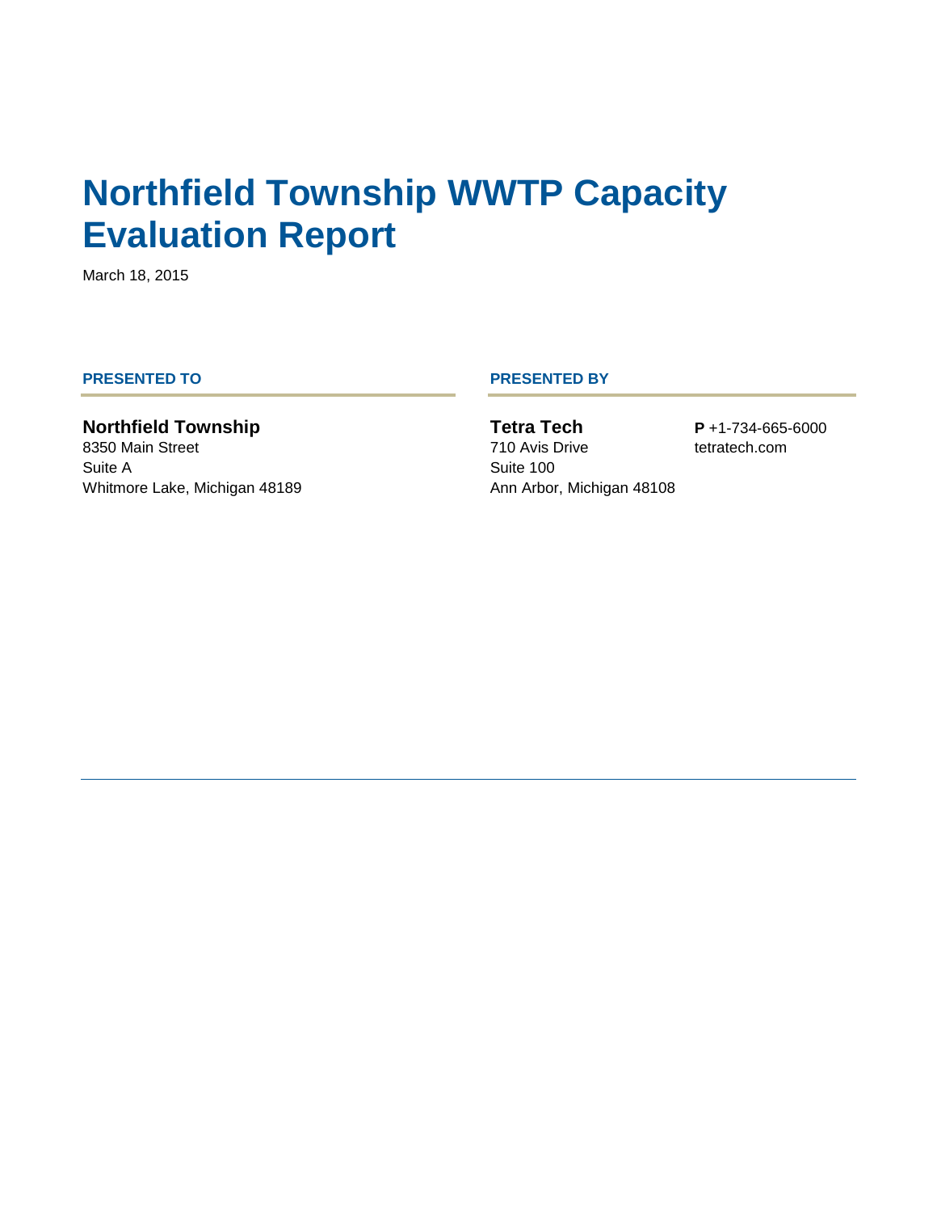# Northfield Township WWTP Capacity Evaluation Report

March 18, 2015

**PRESENTED TO**

**Northfield Township**
8350 Main Street
Suite A
Whitmore Lake, Michigan 48189

**PRESENTED BY**

**Tetra Tech**
710 Avis Drive
Suite 100
Ann Arbor, Michigan 48108

**P** +1-734-665-6000
tetratech.com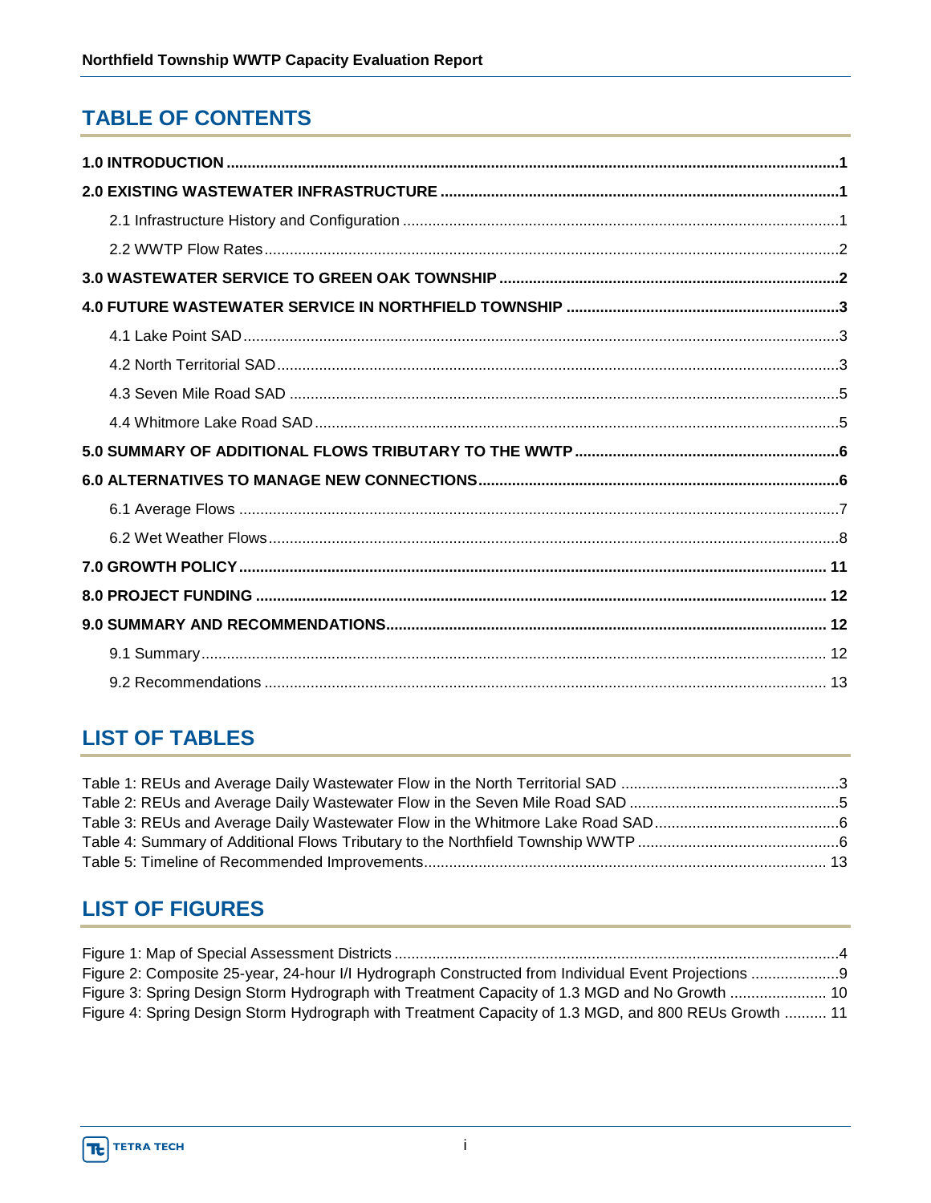# TABLE OF CONTENTS

**1.0 INTRODUCTION** .......... 1

**2.0 EXISTING WASTEWATER INFRASTRUCTURE** .......... 1

- 2.1 Infrastructure History and Configuration .......... 1
- 2.2 WWTP Flow Rates .......... 2

**3.0 WASTEWATER SERVICE TO GREEN OAK TOWNSHIP** .......... 2

**4.0 FUTURE WASTEWATER SERVICE IN NORTHFIELD TOWNSHIP** .......... 3

- 4.1 Lake Point SAD .......... 3
- 4.2 North Territorial SAD .......... 3
- 4.3 Seven Mile Road SAD .......... 5
- 4.4 Whitmore Lake Road SAD .......... 5

**5.0 SUMMARY OF ADDITIONAL FLOWS TRIBUTARY TO THE WWTP** .......... 6

**6.0 ALTERNATIVES TO MANAGE NEW CONNECTIONS** .......... 6

- 6.1 Average Flows .......... 7
- 6.2 Wet Weather Flows .......... 8

**7.0 GROWTH POLICY** .......... 11

**8.0 PROJECT FUNDING** .......... 12

**9.0 SUMMARY AND RECOMMENDATIONS** .......... 12

- 9.1 Summary .......... 12
- 9.2 Recommendations .......... 13

# LIST OF TABLES

Table 1: REUs and Average Daily Wastewater Flow in the North Territorial SAD .......... 3
Table 2: REUs and Average Daily Wastewater Flow in the Seven Mile Road SAD .......... 5
Table 3: REUs and Average Daily Wastewater Flow in the Whitmore Lake Road SAD .......... 6
Table 4: Summary of Additional Flows Tributary to the Northfield Township WWTP .......... 6
Table 5: Timeline of Recommended Improvements .......... 13

# LIST OF FIGURES

Figure 1: Map of Special Assessment Districts .......... 4
Figure 2: Composite 25-year, 24-hour I/I Hydrograph Constructed from Individual Event Projections .......... 9
Figure 3: Spring Design Storm Hydrograph with Treatment Capacity of 1.3 MGD and No Growth .......... 10
Figure 4: Spring Design Storm Hydrograph with Treatment Capacity of 1.3 MGD, and 800 REUs Growth .......... 11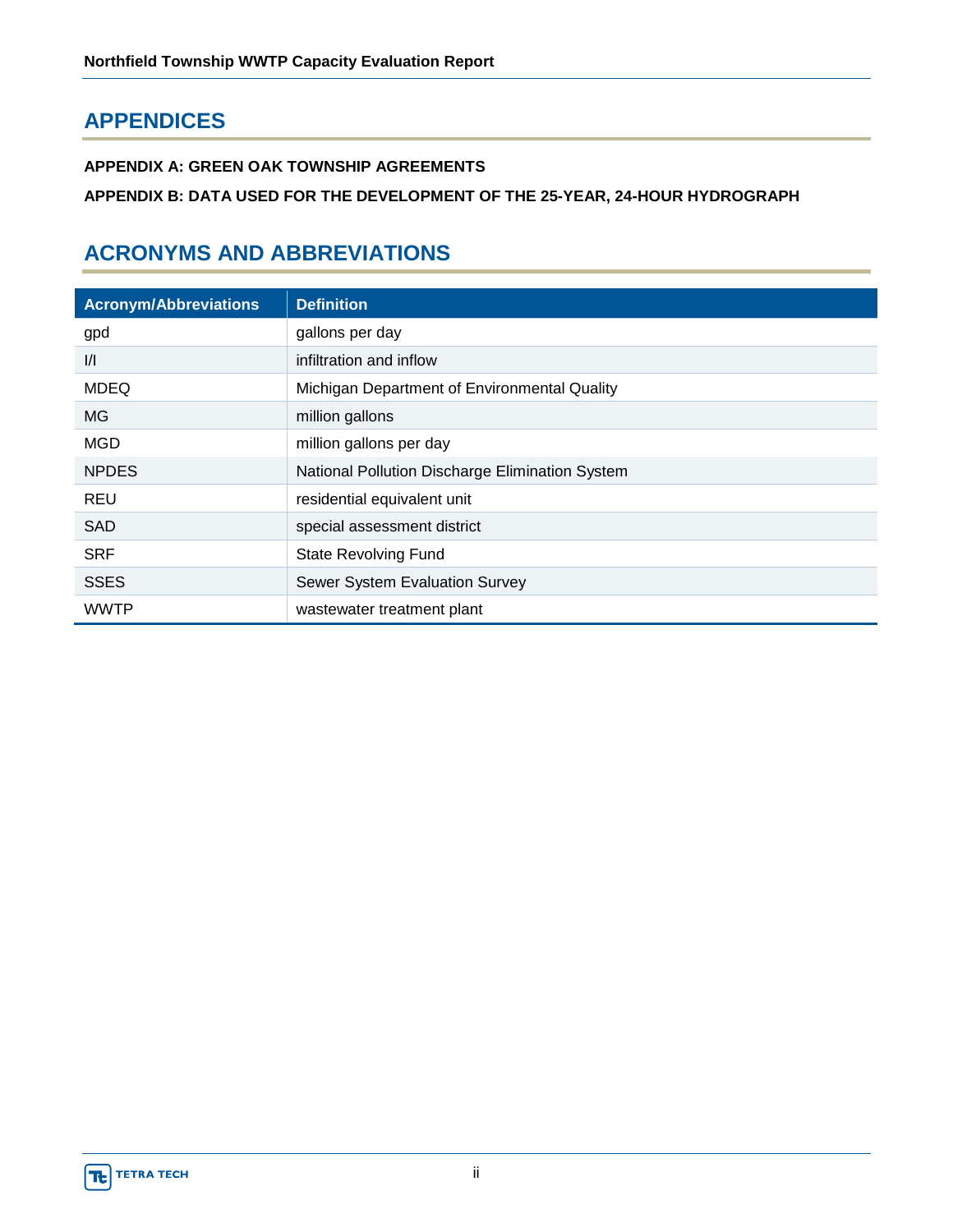## APPENDICES

**APPENDIX A: GREEN OAK TOWNSHIP AGREEMENTS**

**APPENDIX B: DATA USED FOR THE DEVELOPMENT OF THE 25-YEAR, 24-HOUR HYDROGRAPH**

## ACRONYMS AND ABBREVIATIONS

| Acronym/Abbreviations | Definition |
|---|---|
| gpd | gallons per day |
| I/I | infiltration and inflow |
| MDEQ | Michigan Department of Environmental Quality |
| MG | million gallons |
| MGD | million gallons per day |
| NPDES | National Pollution Discharge Elimination System |
| REU | residential equivalent unit |
| SAD | special assessment district |
| SRF | State Revolving Fund |
| SSES | Sewer System Evaluation Survey |
| WWTP | wastewater treatment plant |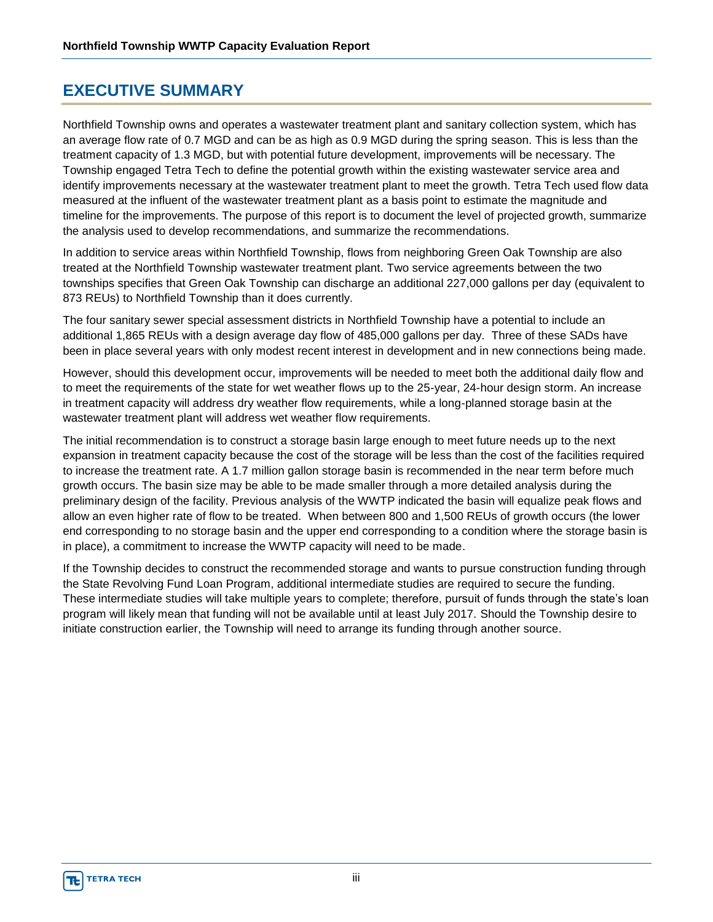# EXECUTIVE SUMMARY

Northfield Township owns and operates a wastewater treatment plant and sanitary collection system, which has an average flow rate of 0.7 MGD and can be as high as 0.9 MGD during the spring season. This is less than the treatment capacity of 1.3 MGD, but with potential future development, improvements will be necessary. The Township engaged Tetra Tech to define the potential growth within the existing wastewater service area and identify improvements necessary at the wastewater treatment plant to meet the growth. Tetra Tech used flow data measured at the influent of the wastewater treatment plant as a basis point to estimate the magnitude and timeline for the improvements. The purpose of this report is to document the level of projected growth, summarize the analysis used to develop recommendations, and summarize the recommendations.

In addition to service areas within Northfield Township, flows from neighboring Green Oak Township are also treated at the Northfield Township wastewater treatment plant. Two service agreements between the two townships specifies that Green Oak Township can discharge an additional 227,000 gallons per day (equivalent to 873 REUs) to Northfield Township than it does currently.

The four sanitary sewer special assessment districts in Northfield Township have a potential to include an additional 1,865 REUs with a design average day flow of 485,000 gallons per day. Three of these SADs have been in place several years with only modest recent interest in development and in new connections being made.

However, should this development occur, improvements will be needed to meet both the additional daily flow and to meet the requirements of the state for wet weather flows up to the 25-year, 24-hour design storm. An increase in treatment capacity will address dry weather flow requirements, while a long-planned storage basin at the wastewater treatment plant will address wet weather flow requirements.

The initial recommendation is to construct a storage basin large enough to meet future needs up to the next expansion in treatment capacity because the cost of the storage will be less than the cost of the facilities required to increase the treatment rate. A 1.7 million gallon storage basin is recommended in the near term before much growth occurs. The basin size may be able to be made smaller through a more detailed analysis during the preliminary design of the facility. Previous analysis of the WWTP indicated the basin will equalize peak flows and allow an even higher rate of flow to be treated. When between 800 and 1,500 REUs of growth occurs (the lower end corresponding to no storage basin and the upper end corresponding to a condition where the storage basin is in place), a commitment to increase the WWTP capacity will need to be made.

If the Township decides to construct the recommended storage and wants to pursue construction funding through the State Revolving Fund Loan Program, additional intermediate studies are required to secure the funding. These intermediate studies will take multiple years to complete; therefore, pursuit of funds through the state's loan program will likely mean that funding will not be available until at least July 2017. Should the Township desire to initiate construction earlier, the Township will need to arrange its funding through another source.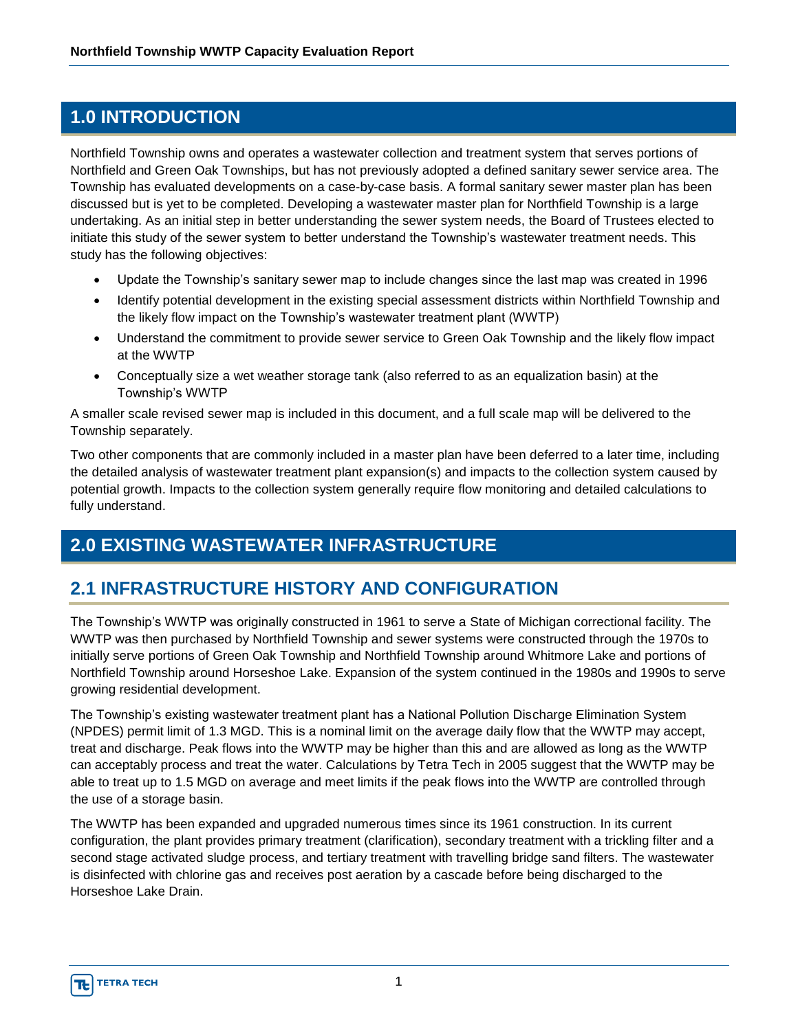# 1.0 INTRODUCTION

Northfield Township owns and operates a wastewater collection and treatment system that serves portions of Northfield and Green Oak Townships, but has not previously adopted a defined sanitary sewer service area. The Township has evaluated developments on a case-by-case basis. A formal sanitary sewer master plan has been discussed but is yet to be completed. Developing a wastewater master plan for Northfield Township is a large undertaking. As an initial step in better understanding the sewer system needs, the Board of Trustees elected to initiate this study of the sewer system to better understand the Township's wastewater treatment needs. This study has the following objectives:

- Update the Township's sanitary sewer map to include changes since the last map was created in 1996
- Identify potential development in the existing special assessment districts within Northfield Township and the likely flow impact on the Township's wastewater treatment plant (WWTP)
- Understand the commitment to provide sewer service to Green Oak Township and the likely flow impact at the WWTP
- Conceptually size a wet weather storage tank (also referred to as an equalization basin) at the Township's WWTP

A smaller scale revised sewer map is included in this document, and a full scale map will be delivered to the Township separately.

Two other components that are commonly included in a master plan have been deferred to a later time, including the detailed analysis of wastewater treatment plant expansion(s) and impacts to the collection system caused by potential growth. Impacts to the collection system generally require flow monitoring and detailed calculations to fully understand.

# 2.0 EXISTING WASTEWATER INFRASTRUCTURE

## 2.1 INFRASTRUCTURE HISTORY AND CONFIGURATION

The Township's WWTP was originally constructed in 1961 to serve a State of Michigan correctional facility. The WWTP was then purchased by Northfield Township and sewer systems were constructed through the 1970s to initially serve portions of Green Oak Township and Northfield Township around Whitmore Lake and portions of Northfield Township around Horseshoe Lake. Expansion of the system continued in the 1980s and 1990s to serve growing residential development.

The Township's existing wastewater treatment plant has a National Pollution Discharge Elimination System (NPDES) permit limit of 1.3 MGD. This is a nominal limit on the average daily flow that the WWTP may accept, treat and discharge. Peak flows into the WWTP may be higher than this and are allowed as long as the WWTP can acceptably process and treat the water. Calculations by Tetra Tech in 2005 suggest that the WWTP may be able to treat up to 1.5 MGD on average and meet limits if the peak flows into the WWTP are controlled through the use of a storage basin.

The WWTP has been expanded and upgraded numerous times since its 1961 construction. In its current configuration, the plant provides primary treatment (clarification), secondary treatment with a trickling filter and a second stage activated sludge process, and tertiary treatment with travelling bridge sand filters. The wastewater is disinfected with chlorine gas and receives post aeration by a cascade before being discharged to the Horseshoe Lake Drain.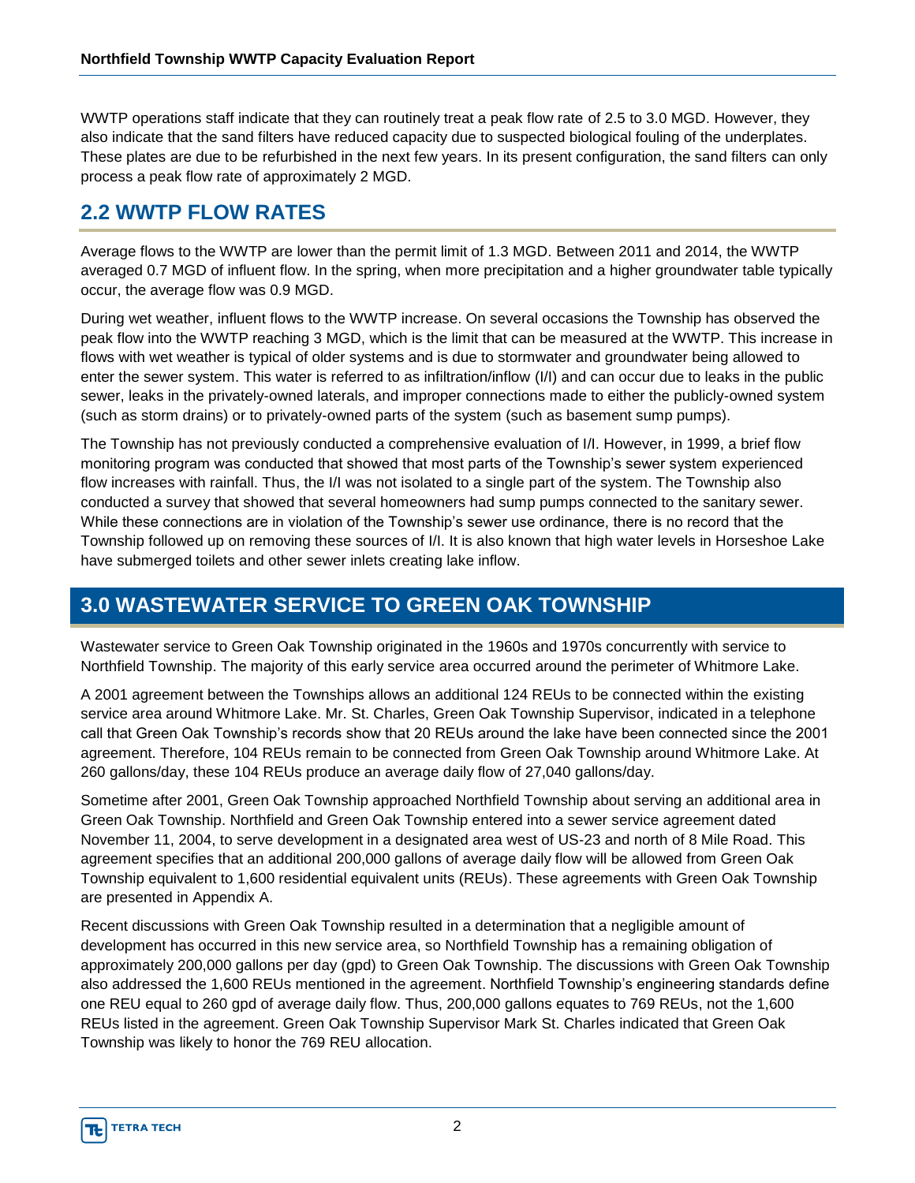WWTP operations staff indicate that they can routinely treat a peak flow rate of 2.5 to 3.0 MGD. However, they also indicate that the sand filters have reduced capacity due to suspected biological fouling of the underplates. These plates are due to be refurbished in the next few years. In its present configuration, the sand filters can only process a peak flow rate of approximately 2 MGD.

## 2.2 WWTP FLOW RATES

Average flows to the WWTP are lower than the permit limit of 1.3 MGD. Between 2011 and 2014, the WWTP averaged 0.7 MGD of influent flow. In the spring, when more precipitation and a higher groundwater table typically occur, the average flow was 0.9 MGD.

During wet weather, influent flows to the WWTP increase. On several occasions the Township has observed the peak flow into the WWTP reaching 3 MGD, which is the limit that can be measured at the WWTP. This increase in flows with wet weather is typical of older systems and is due to stormwater and groundwater being allowed to enter the sewer system. This water is referred to as infiltration/inflow (I/I) and can occur due to leaks in the public sewer, leaks in the privately-owned laterals, and improper connections made to either the publicly-owned system (such as storm drains) or to privately-owned parts of the system (such as basement sump pumps).

The Township has not previously conducted a comprehensive evaluation of I/I. However, in 1999, a brief flow monitoring program was conducted that showed that most parts of the Township's sewer system experienced flow increases with rainfall. Thus, the I/I was not isolated to a single part of the system. The Township also conducted a survey that showed that several homeowners had sump pumps connected to the sanitary sewer. While these connections are in violation of the Township's sewer use ordinance, there is no record that the Township followed up on removing these sources of I/I. It is also known that high water levels in Horseshoe Lake have submerged toilets and other sewer inlets creating lake inflow.

# 3.0 WASTEWATER SERVICE TO GREEN OAK TOWNSHIP

Wastewater service to Green Oak Township originated in the 1960s and 1970s concurrently with service to Northfield Township. The majority of this early service area occurred around the perimeter of Whitmore Lake.

A 2001 agreement between the Townships allows an additional 124 REUs to be connected within the existing service area around Whitmore Lake. Mr. St. Charles, Green Oak Township Supervisor, indicated in a telephone call that Green Oak Township's records show that 20 REUs around the lake have been connected since the 2001 agreement. Therefore, 104 REUs remain to be connected from Green Oak Township around Whitmore Lake. At 260 gallons/day, these 104 REUs produce an average daily flow of 27,040 gallons/day.

Sometime after 2001, Green Oak Township approached Northfield Township about serving an additional area in Green Oak Township. Northfield and Green Oak Township entered into a sewer service agreement dated November 11, 2004, to serve development in a designated area west of US-23 and north of 8 Mile Road. This agreement specifies that an additional 200,000 gallons of average daily flow will be allowed from Green Oak Township equivalent to 1,600 residential equivalent units (REUs). These agreements with Green Oak Township are presented in Appendix A.

Recent discussions with Green Oak Township resulted in a determination that a negligible amount of development has occurred in this new service area, so Northfield Township has a remaining obligation of approximately 200,000 gallons per day (gpd) to Green Oak Township. The discussions with Green Oak Township also addressed the 1,600 REUs mentioned in the agreement. Northfield Township's engineering standards define one REU equal to 260 gpd of average daily flow. Thus, 200,000 gallons equates to 769 REUs, not the 1,600 REUs listed in the agreement. Green Oak Township Supervisor Mark St. Charles indicated that Green Oak Township was likely to honor the 769 REU allocation.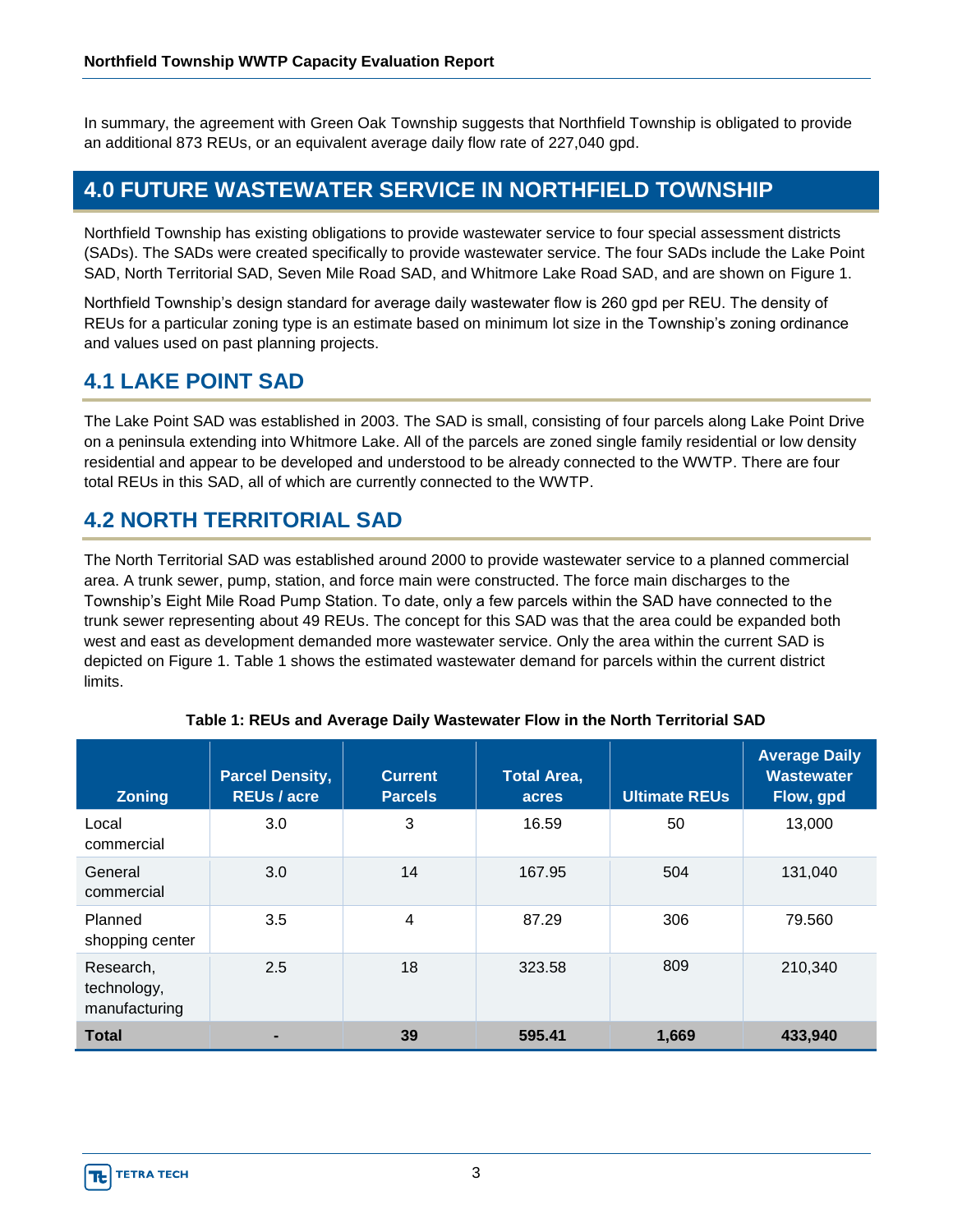In summary, the agreement with Green Oak Township suggests that Northfield Township is obligated to provide an additional 873 REUs, or an equivalent average daily flow rate of 227,040 gpd.

# 4.0 FUTURE WASTEWATER SERVICE IN NORTHFIELD TOWNSHIP

Northfield Township has existing obligations to provide wastewater service to four special assessment districts (SADs). The SADs were created specifically to provide wastewater service. The four SADs include the Lake Point SAD, North Territorial SAD, Seven Mile Road SAD, and Whitmore Lake Road SAD, and are shown on Figure 1.

Northfield Township's design standard for average daily wastewater flow is 260 gpd per REU. The density of REUs for a particular zoning type is an estimate based on minimum lot size in the Township's zoning ordinance and values used on past planning projects.

## 4.1 LAKE POINT SAD

The Lake Point SAD was established in 2003. The SAD is small, consisting of four parcels along Lake Point Drive on a peninsula extending into Whitmore Lake. All of the parcels are zoned single family residential or low density residential and appear to be developed and understood to be already connected to the WWTP. There are four total REUs in this SAD, all of which are currently connected to the WWTP.

## 4.2 NORTH TERRITORIAL SAD

The North Territorial SAD was established around 2000 to provide wastewater service to a planned commercial area. A trunk sewer, pump, station, and force main were constructed. The force main discharges to the Township's Eight Mile Road Pump Station. To date, only a few parcels within the SAD have connected to the trunk sewer representing about 49 REUs. The concept for this SAD was that the area could be expanded both west and east as development demanded more wastewater service. Only the area within the current SAD is depicted on Figure 1. Table 1 shows the estimated wastewater demand for parcels within the current district limits.

**Table 1: REUs and Average Daily Wastewater Flow in the North Territorial SAD**

| Zoning | Parcel Density, REUs / acre | Current Parcels | Total Area, acres | Ultimate REUs | Average Daily Wastewater Flow, gpd |
|---|---|---|---|---|---|
| Local commercial | 3.0 | 3 | 16.59 | 50 | 13,000 |
| General commercial | 3.0 | 14 | 167.95 | 504 | 131,040 |
| Planned shopping center | 3.5 | 4 | 87.29 | 306 | 79.560 |
| Research, technology, manufacturing | 2.5 | 18 | 323.58 | 809 | 210,340 |
| **Total** | **-** | **39** | **595.41** | **1,669** | **433,940** |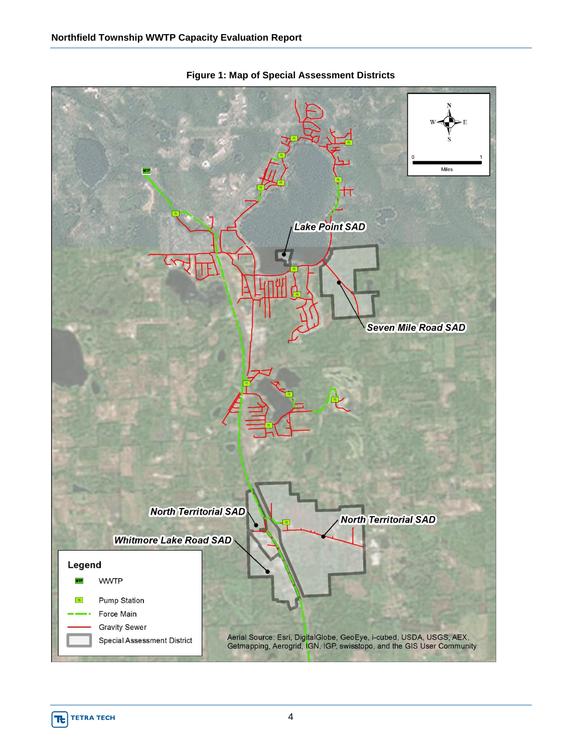**Figure 1: Map of Special Assessment Districts**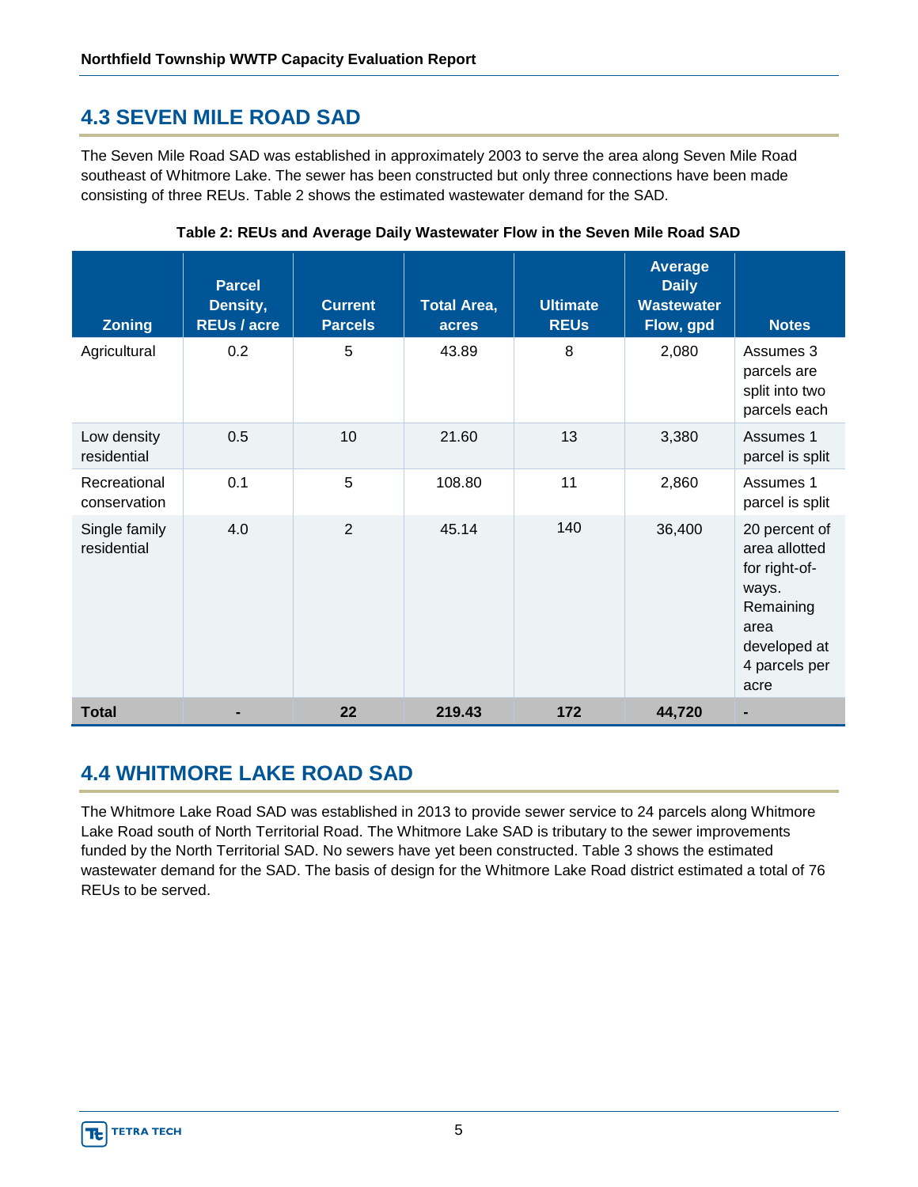## 4.3 SEVEN MILE ROAD SAD

The Seven Mile Road SAD was established in approximately 2003 to serve the area along Seven Mile Road southeast of Whitmore Lake. The sewer has been constructed but only three connections have been made consisting of three REUs. Table 2 shows the estimated wastewater demand for the SAD.

**Table 2: REUs and Average Daily Wastewater Flow in the Seven Mile Road SAD**

| Zoning | Parcel Density, REUs / acre | Current Parcels | Total Area, acres | Ultimate REUs | Average Daily Wastewater Flow, gpd | Notes |
|---|---|---|---|---|---|---|
| Agricultural | 0.2 | 5 | 43.89 | 8 | 2,080 | Assumes 3 parcels are split into two parcels each |
| Low density residential | 0.5 | 10 | 21.60 | 13 | 3,380 | Assumes 1 parcel is split |
| Recreational conservation | 0.1 | 5 | 108.80 | 11 | 2,860 | Assumes 1 parcel is split |
| Single family residential | 4.0 | 2 | 45.14 | 140 | 36,400 | 20 percent of area allotted for right-of-ways. Remaining area developed at 4 parcels per acre |
| **Total** | **-** | **22** | **219.43** | **172** | **44,720** | **-** |

## 4.4 WHITMORE LAKE ROAD SAD

The Whitmore Lake Road SAD was established in 2013 to provide sewer service to 24 parcels along Whitmore Lake Road south of North Territorial Road. The Whitmore Lake SAD is tributary to the sewer improvements funded by the North Territorial SAD. No sewers have yet been constructed. Table 3 shows the estimated wastewater demand for the SAD. The basis of design for the Whitmore Lake Road district estimated a total of 76 REUs to be served.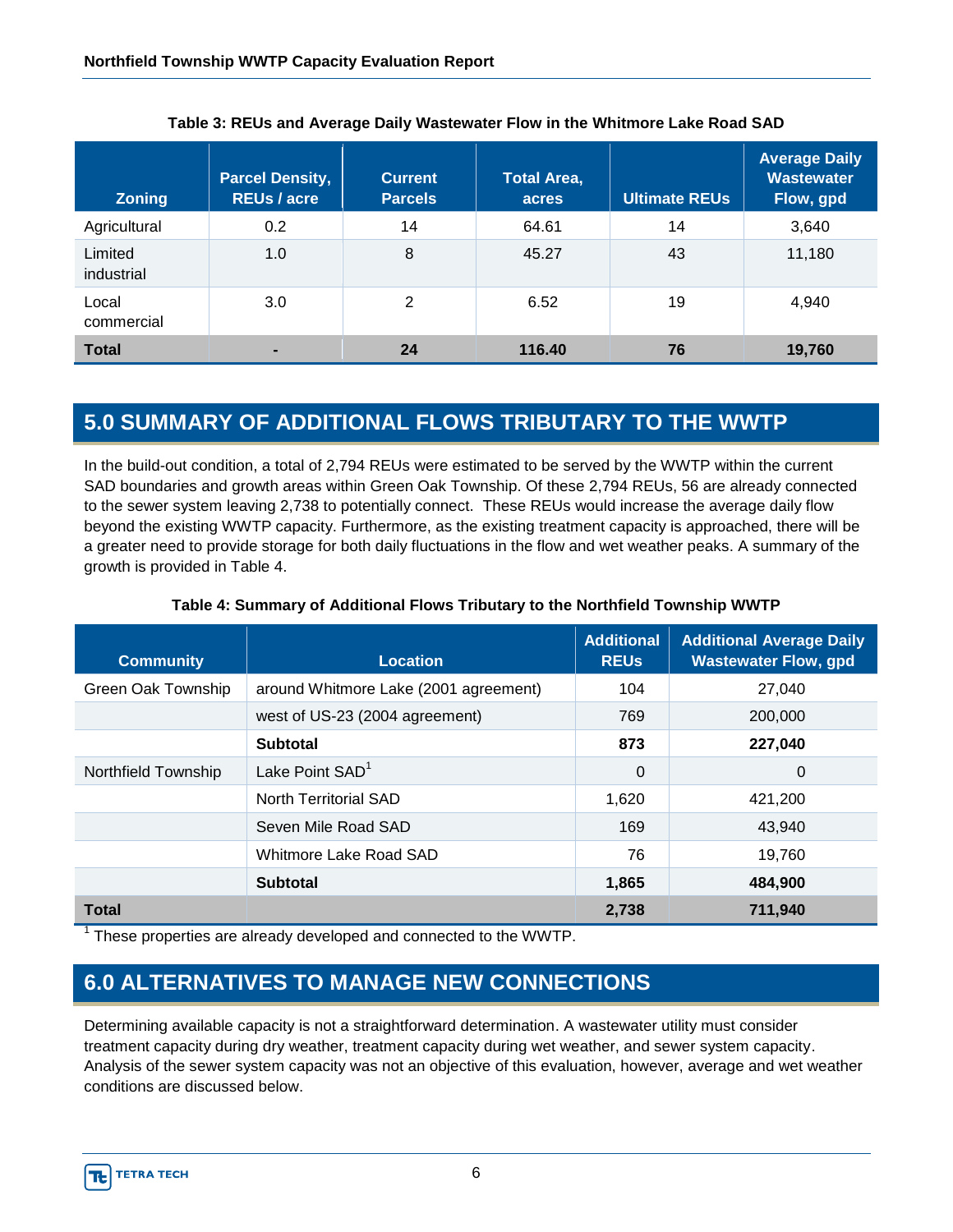**Table 3: REUs and Average Daily Wastewater Flow in the Whitmore Lake Road SAD**

| Zoning | Parcel Density, REUs / acre | Current Parcels | Total Area, acres | Ultimate REUs | Average Daily Wastewater Flow, gpd |
|---|---|---|---|---|---|
| Agricultural | 0.2 | 14 | 64.61 | 14 | 3,640 |
| Limited industrial | 1.0 | 8 | 45.27 | 43 | 11,180 |
| Local commercial | 3.0 | 2 | 6.52 | 19 | 4,940 |
| **Total** | **-** | **24** | **116.40** | **76** | **19,760** |

## 5.0 SUMMARY OF ADDITIONAL FLOWS TRIBUTARY TO THE WWTP

In the build-out condition, a total of 2,794 REUs were estimated to be served by the WWTP within the current SAD boundaries and growth areas within Green Oak Township. Of these 2,794 REUs, 56 are already connected to the sewer system leaving 2,738 to potentially connect. These REUs would increase the average daily flow beyond the existing WWTP capacity. Furthermore, as the existing treatment capacity is approached, there will be a greater need to provide storage for both daily fluctuations in the flow and wet weather peaks. A summary of the growth is provided in Table 4.

**Table 4: Summary of Additional Flows Tributary to the Northfield Township WWTP**

| Community | Location | Additional REUs | Additional Average Daily Wastewater Flow, gpd |
|---|---|---|---|
| Green Oak Township | around Whitmore Lake (2001 agreement) | 104 | 27,040 |
| | west of US-23 (2004 agreement) | 769 | 200,000 |
| | **Subtotal** | **873** | **227,040** |
| Northfield Township | Lake Point SAD[1] | 0 | 0 |
| | North Territorial SAD | 1,620 | 421,200 |
| | Seven Mile Road SAD | 169 | 43,940 |
| | Whitmore Lake Road SAD | 76 | 19,760 |
| | **Subtotal** | **1,865** | **484,900** |
| **Total** | | **2,738** | **711,940** |

[1] These properties are already developed and connected to the WWTP.

## 6.0 ALTERNATIVES TO MANAGE NEW CONNECTIONS

Determining available capacity is not a straightforward determination. A wastewater utility must consider treatment capacity during dry weather, treatment capacity during wet weather, and sewer system capacity. Analysis of the sewer system capacity was not an objective of this evaluation, however, average and wet weather conditions are discussed below.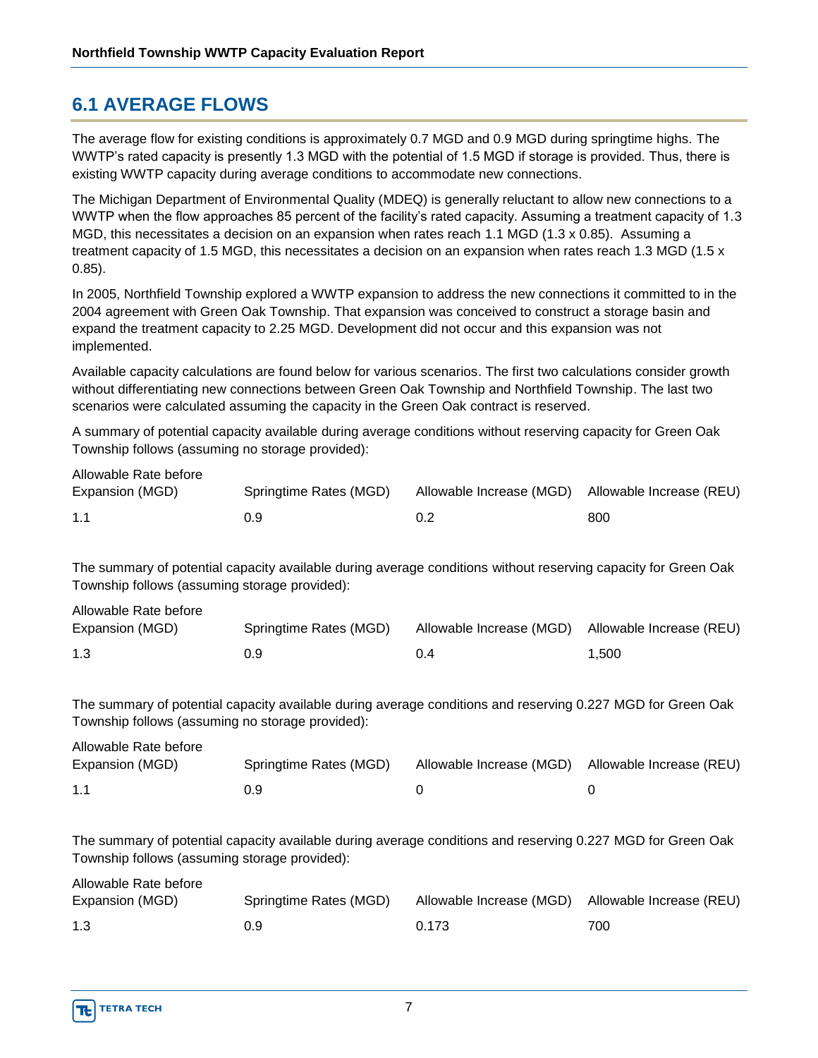## 6.1 AVERAGE FLOWS

The average flow for existing conditions is approximately 0.7 MGD and 0.9 MGD during springtime highs. The WWTP's rated capacity is presently 1.3 MGD with the potential of 1.5 MGD if storage is provided. Thus, there is existing WWTP capacity during average conditions to accommodate new connections.

The Michigan Department of Environmental Quality (MDEQ) is generally reluctant to allow new connections to a WWTP when the flow approaches 85 percent of the facility's rated capacity. Assuming a treatment capacity of 1.3 MGD, this necessitates a decision on an expansion when rates reach 1.1 MGD (1.3 x 0.85). Assuming a treatment capacity of 1.5 MGD, this necessitates a decision on an expansion when rates reach 1.3 MGD (1.5 x 0.85).

In 2005, Northfield Township explored a WWTP expansion to address the new connections it committed to in the 2004 agreement with Green Oak Township. That expansion was conceived to construct a storage basin and expand the treatment capacity to 2.25 MGD. Development did not occur and this expansion was not implemented.

Available capacity calculations are found below for various scenarios. The first two calculations consider growth without differentiating new connections between Green Oak Township and Northfield Township. The last two scenarios were calculated assuming the capacity in the Green Oak contract is reserved.

A summary of potential capacity available during average conditions without reserving capacity for Green Oak Township follows (assuming no storage provided):

| Allowable Rate before Expansion (MGD) | Springtime Rates (MGD) | Allowable Increase (MGD) | Allowable Increase (REU) |
|---|---|---|---|
| 1.1 | 0.9 | 0.2 | 800 |

The summary of potential capacity available during average conditions without reserving capacity for Green Oak Township follows (assuming storage provided):

| Allowable Rate before Expansion (MGD) | Springtime Rates (MGD) | Allowable Increase (MGD) | Allowable Increase (REU) |
|---|---|---|---|
| 1.3 | 0.9 | 0.4 | 1,500 |

The summary of potential capacity available during average conditions and reserving 0.227 MGD for Green Oak Township follows (assuming no storage provided):

| Allowable Rate before Expansion (MGD) | Springtime Rates (MGD) | Allowable Increase (MGD) | Allowable Increase (REU) |
|---|---|---|---|
| 1.1 | 0.9 | 0 | 0 |

The summary of potential capacity available during average conditions and reserving 0.227 MGD for Green Oak Township follows (assuming storage provided):

| Allowable Rate before Expansion (MGD) | Springtime Rates (MGD) | Allowable Increase (MGD) | Allowable Increase (REU) |
|---|---|---|---|
| 1.3 | 0.9 | 0.173 | 700 |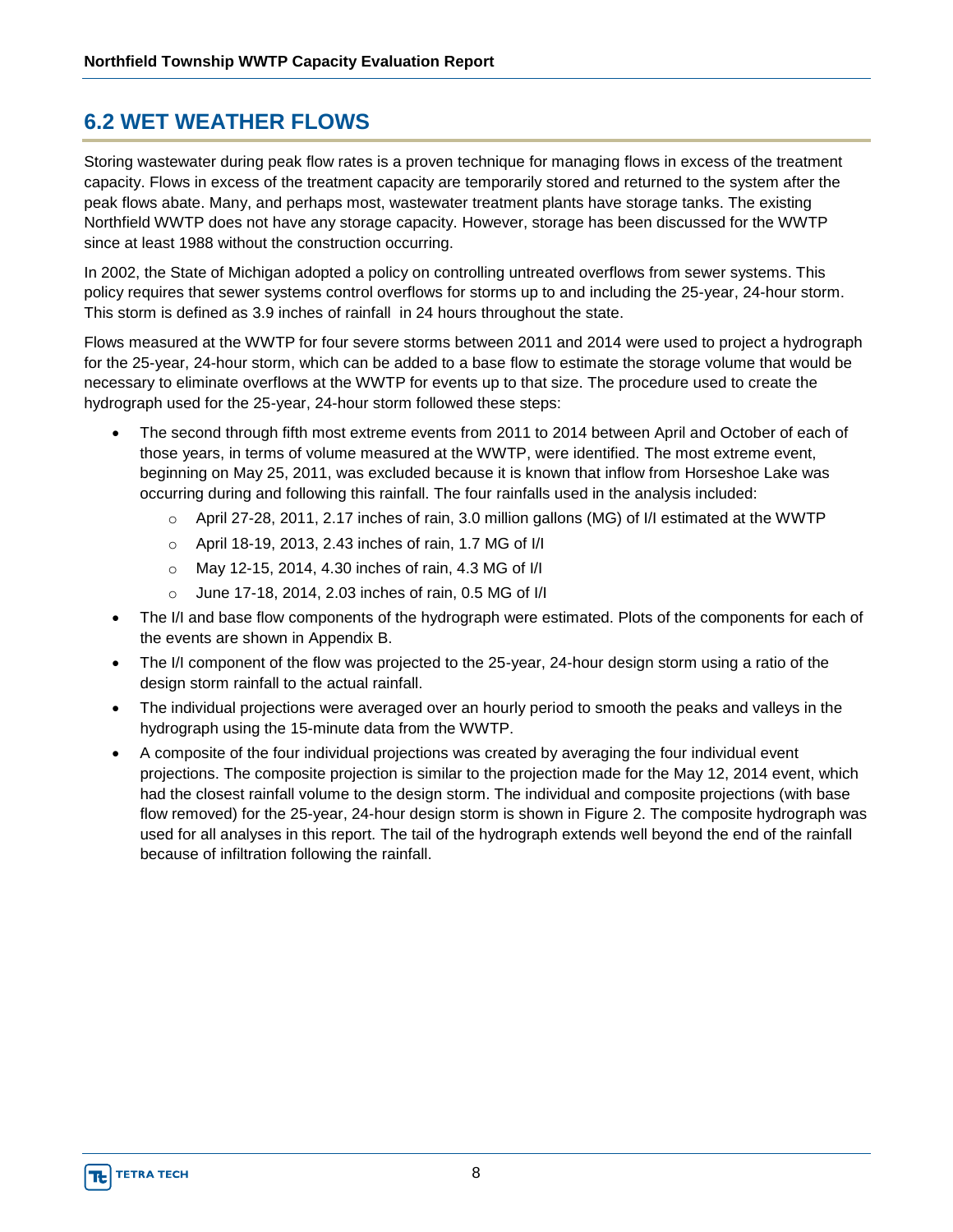## 6.2 WET WEATHER FLOWS

Storing wastewater during peak flow rates is a proven technique for managing flows in excess of the treatment capacity. Flows in excess of the treatment capacity are temporarily stored and returned to the system after the peak flows abate. Many, and perhaps most, wastewater treatment plants have storage tanks. The existing Northfield WWTP does not have any storage capacity. However, storage has been discussed for the WWTP since at least 1988 without the construction occurring.

In 2002, the State of Michigan adopted a policy on controlling untreated overflows from sewer systems. This policy requires that sewer systems control overflows for storms up to and including the 25-year, 24-hour storm. This storm is defined as 3.9 inches of rainfall in 24 hours throughout the state.

Flows measured at the WWTP for four severe storms between 2011 and 2014 were used to project a hydrograph for the 25-year, 24-hour storm, which can be added to a base flow to estimate the storage volume that would be necessary to eliminate overflows at the WWTP for events up to that size. The procedure used to create the hydrograph used for the 25-year, 24-hour storm followed these steps:

- The second through fifth most extreme events from 2011 to 2014 between April and October of each of those years, in terms of volume measured at the WWTP, were identified. The most extreme event, beginning on May 25, 2011, was excluded because it is known that inflow from Horseshoe Lake was occurring during and following this rainfall. The four rainfalls used in the analysis included:
  - April 27-28, 2011, 2.17 inches of rain, 3.0 million gallons (MG) of I/I estimated at the WWTP
  - April 18-19, 2013, 2.43 inches of rain, 1.7 MG of I/I
  - May 12-15, 2014, 4.30 inches of rain, 4.3 MG of I/I
  - June 17-18, 2014, 2.03 inches of rain, 0.5 MG of I/I
- The I/I and base flow components of the hydrograph were estimated. Plots of the components for each of the events are shown in Appendix B.
- The I/I component of the flow was projected to the 25-year, 24-hour design storm using a ratio of the design storm rainfall to the actual rainfall.
- The individual projections were averaged over an hourly period to smooth the peaks and valleys in the hydrograph using the 15-minute data from the WWTP.
- A composite of the four individual projections was created by averaging the four individual event projections. The composite projection is similar to the projection made for the May 12, 2014 event, which had the closest rainfall volume to the design storm. The individual and composite projections (with base flow removed) for the 25-year, 24-hour design storm is shown in Figure 2. The composite hydrograph was used for all analyses in this report. The tail of the hydrograph extends well beyond the end of the rainfall because of infiltration following the rainfall.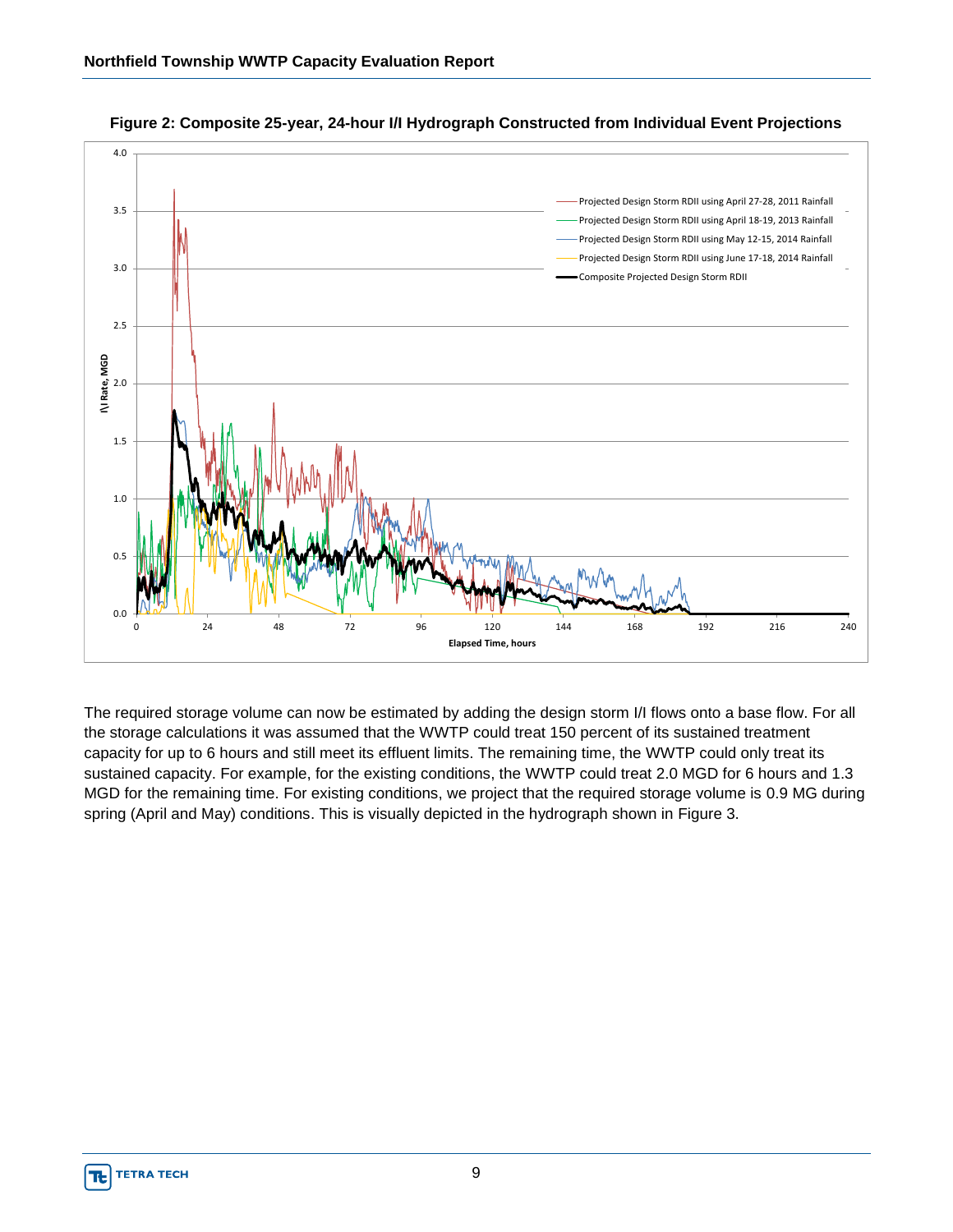**Figure 2: Composite 25-year, 24-hour I/I Hydrograph Constructed from Individual Event Projections**

The required storage volume can now be estimated by adding the design storm I/I flows onto a base flow. For all the storage calculations it was assumed that the WWTP could treat 150 percent of its sustained treatment capacity for up to 6 hours and still meet its effluent limits. The remaining time, the WWTP could only treat its sustained capacity. For example, for the existing conditions, the WWTP could treat 2.0 MGD for 6 hours and 1.3 MGD for the remaining time. For existing conditions, we project that the required storage volume is 0.9 MG during spring (April and May) conditions. This is visually depicted in the hydrograph shown in Figure 3.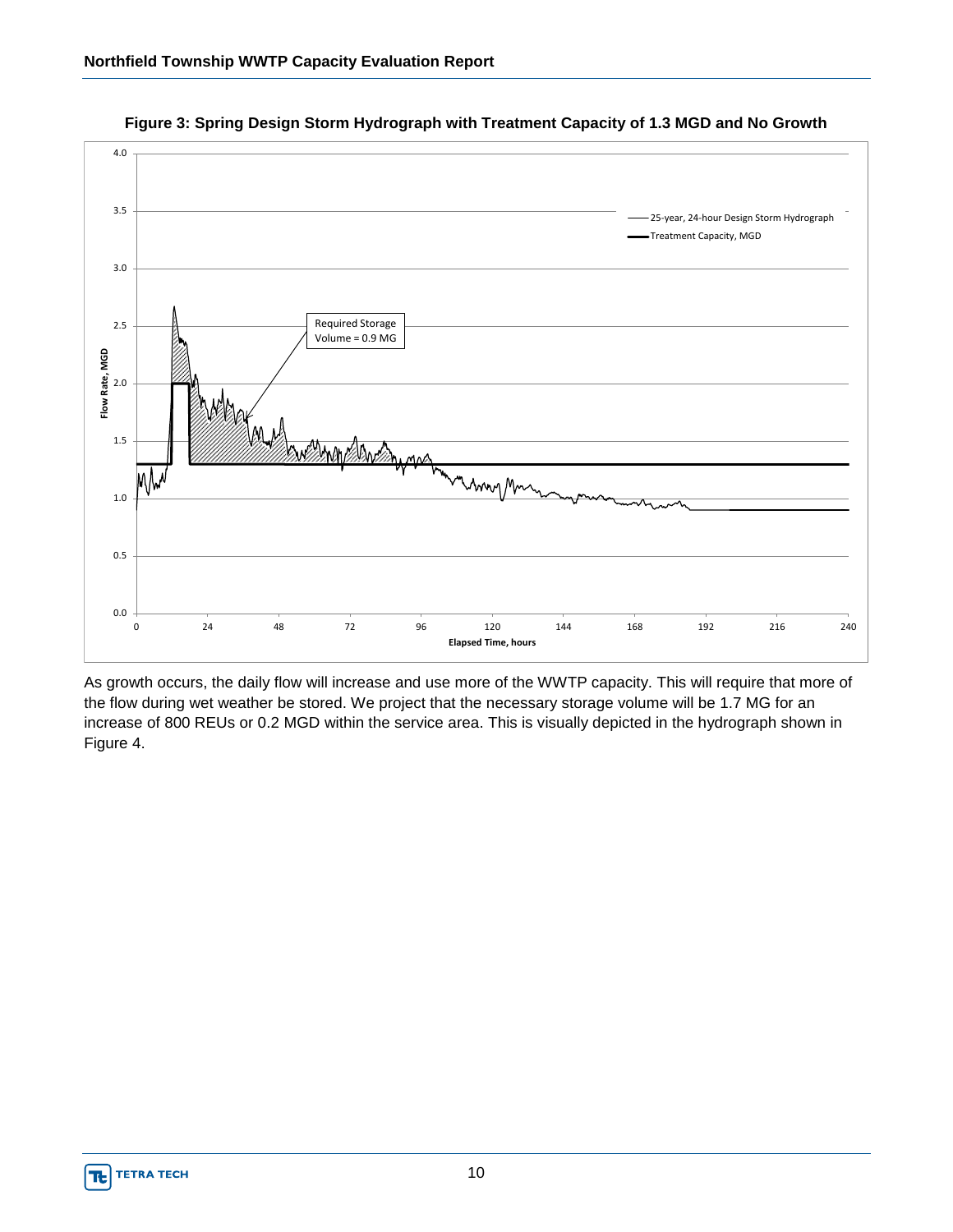**Figure 3: Spring Design Storm Hydrograph with Treatment Capacity of 1.3 MGD and No Growth**

As growth occurs, the daily flow will increase and use more of the WWTP capacity. This will require that more of the flow during wet weather be stored. We project that the necessary storage volume will be 1.7 MG for an increase of 800 REUs or 0.2 MGD within the service area. This is visually depicted in the hydrograph shown in Figure 4.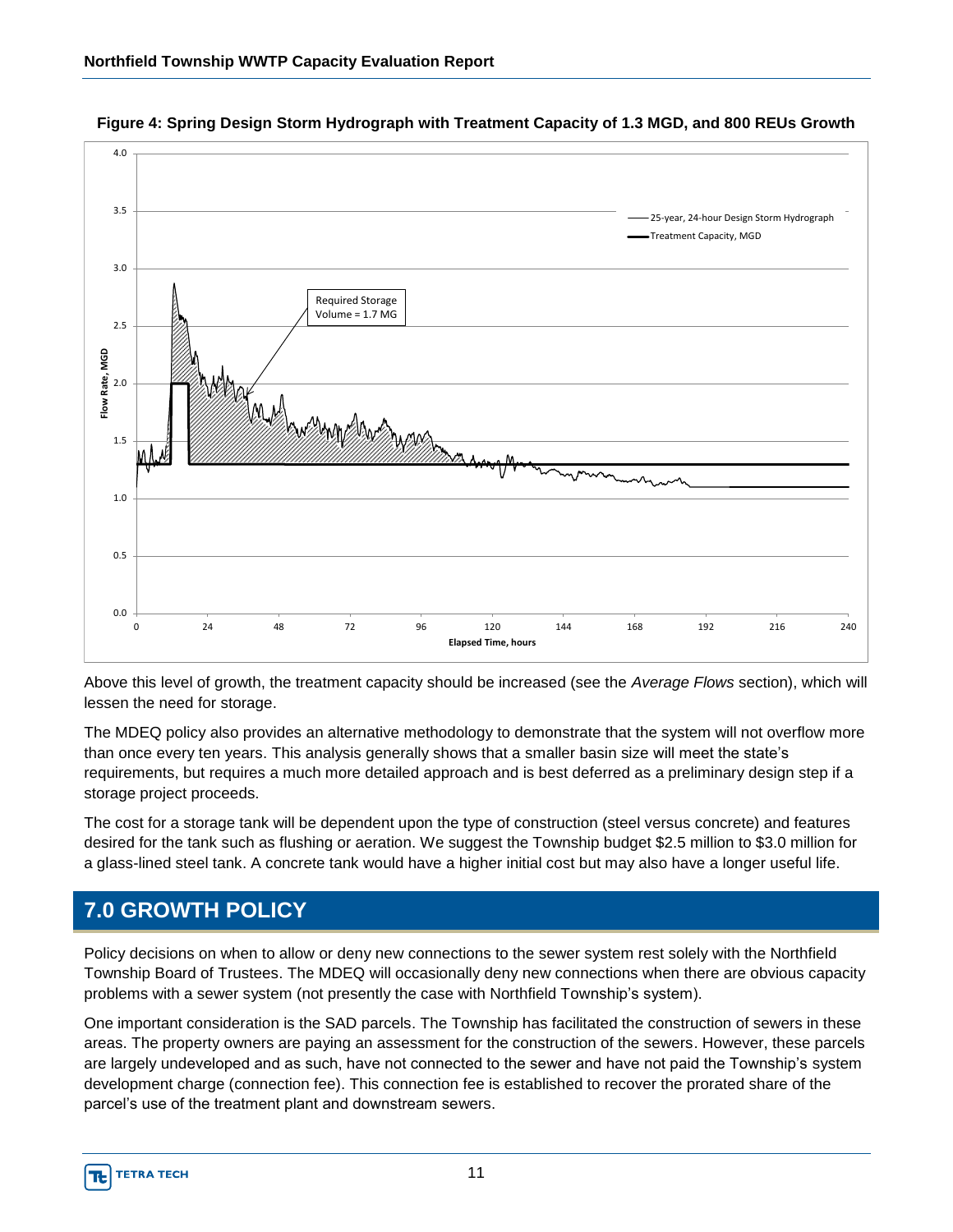**Figure 4: Spring Design Storm Hydrograph with Treatment Capacity of 1.3 MGD, and 800 REUs Growth**

Above this level of growth, the treatment capacity should be increased (see the *Average Flows* section), which will lessen the need for storage.

The MDEQ policy also provides an alternative methodology to demonstrate that the system will not overflow more than once every ten years. This analysis generally shows that a smaller basin size will meet the state's requirements, but requires a much more detailed approach and is best deferred as a preliminary design step if a storage project proceeds.

The cost for a storage tank will be dependent upon the type of construction (steel versus concrete) and features desired for the tank such as flushing or aeration. We suggest the Township budget $2.5 million to $3.0 million for a glass-lined steel tank. A concrete tank would have a higher initial cost but may also have a longer useful life.

# 7.0 GROWTH POLICY

Policy decisions on when to allow or deny new connections to the sewer system rest solely with the Northfield Township Board of Trustees. The MDEQ will occasionally deny new connections when there are obvious capacity problems with a sewer system (not presently the case with Northfield Township's system).

One important consideration is the SAD parcels. The Township has facilitated the construction of sewers in these areas. The property owners are paying an assessment for the construction of the sewers. However, these parcels are largely undeveloped and as such, have not connected to the sewer and have not paid the Township's system development charge (connection fee). This connection fee is established to recover the prorated share of the parcel's use of the treatment plant and downstream sewers.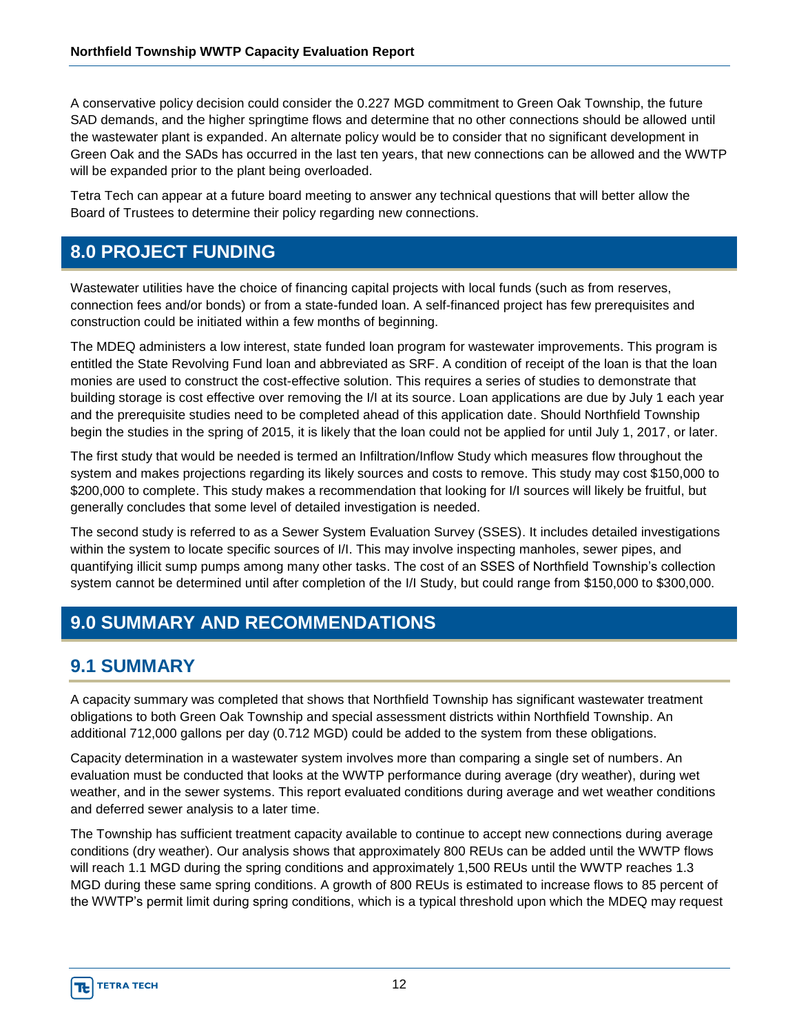A conservative policy decision could consider the 0.227 MGD commitment to Green Oak Township, the future SAD demands, and the higher springtime flows and determine that no other connections should be allowed until the wastewater plant is expanded. An alternate policy would be to consider that no significant development in Green Oak and the SADs has occurred in the last ten years, that new connections can be allowed and the WWTP will be expanded prior to the plant being overloaded.

Tetra Tech can appear at a future board meeting to answer any technical questions that will better allow the Board of Trustees to determine their policy regarding new connections.

# 8.0 PROJECT FUNDING

Wastewater utilities have the choice of financing capital projects with local funds (such as from reserves, connection fees and/or bonds) or from a state-funded loan. A self-financed project has few prerequisites and construction could be initiated within a few months of beginning.

The MDEQ administers a low interest, state funded loan program for wastewater improvements. This program is entitled the State Revolving Fund loan and abbreviated as SRF. A condition of receipt of the loan is that the loan monies are used to construct the cost-effective solution. This requires a series of studies to demonstrate that building storage is cost effective over removing the I/I at its source. Loan applications are due by July 1 each year and the prerequisite studies need to be completed ahead of this application date. Should Northfield Township begin the studies in the spring of 2015, it is likely that the loan could not be applied for until July 1, 2017, or later.

The first study that would be needed is termed an Infiltration/Inflow Study which measures flow throughout the system and makes projections regarding its likely sources and costs to remove. This study may cost $150,000 to $200,000 to complete. This study makes a recommendation that looking for I/I sources will likely be fruitful, but generally concludes that some level of detailed investigation is needed.

The second study is referred to as a Sewer System Evaluation Survey (SSES). It includes detailed investigations within the system to locate specific sources of I/I. This may involve inspecting manholes, sewer pipes, and quantifying illicit sump pumps among many other tasks. The cost of an SSES of Northfield Township's collection system cannot be determined until after completion of the I/I Study, but could range from $150,000 to $300,000.

# 9.0 SUMMARY AND RECOMMENDATIONS

## 9.1 SUMMARY

A capacity summary was completed that shows that Northfield Township has significant wastewater treatment obligations to both Green Oak Township and special assessment districts within Northfield Township. An additional 712,000 gallons per day (0.712 MGD) could be added to the system from these obligations.

Capacity determination in a wastewater system involves more than comparing a single set of numbers. An evaluation must be conducted that looks at the WWTP performance during average (dry weather), during wet weather, and in the sewer systems. This report evaluated conditions during average and wet weather conditions and deferred sewer analysis to a later time.

The Township has sufficient treatment capacity available to continue to accept new connections during average conditions (dry weather). Our analysis shows that approximately 800 REUs can be added until the WWTP flows will reach 1.1 MGD during the spring conditions and approximately 1,500 REUs until the WWTP reaches 1.3 MGD during these same spring conditions. A growth of 800 REUs is estimated to increase flows to 85 percent of the WWTP's permit limit during spring conditions, which is a typical threshold upon which the MDEQ may request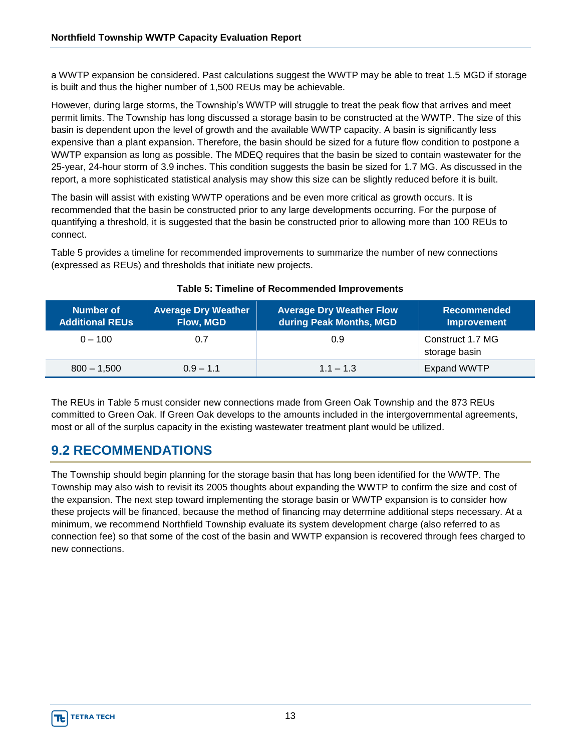a WWTP expansion be considered. Past calculations suggest the WWTP may be able to treat 1.5 MGD if storage is built and thus the higher number of 1,500 REUs may be achievable.

However, during large storms, the Township's WWTP will struggle to treat the peak flow that arrives and meet permit limits. The Township has long discussed a storage basin to be constructed at the WWTP. The size of this basin is dependent upon the level of growth and the available WWTP capacity. A basin is significantly less expensive than a plant expansion. Therefore, the basin should be sized for a future flow condition to postpone a WWTP expansion as long as possible. The MDEQ requires that the basin be sized to contain wastewater for the 25-year, 24-hour storm of 3.9 inches. This condition suggests the basin be sized for 1.7 MG. As discussed in the report, a more sophisticated statistical analysis may show this size can be slightly reduced before it is built.

The basin will assist with existing WWTP operations and be even more critical as growth occurs. It is recommended that the basin be constructed prior to any large developments occurring. For the purpose of quantifying a threshold, it is suggested that the basin be constructed prior to allowing more than 100 REUs to connect.

Table 5 provides a timeline for recommended improvements to summarize the number of new connections (expressed as REUs) and thresholds that initiate new projects.

**Table 5: Timeline of Recommended Improvements**

| Number of Additional REUs | Average Dry Weather Flow, MGD | Average Dry Weather Flow during Peak Months, MGD | Recommended Improvement |
|---|---|---|---|
| 0 – 100 | 0.7 | 0.9 | Construct 1.7 MG storage basin |
| 800 – 1,500 | 0.9 – 1.1 | 1.1 – 1.3 | Expand WWTP |

The REUs in Table 5 must consider new connections made from Green Oak Township and the 873 REUs committed to Green Oak. If Green Oak develops to the amounts included in the intergovernmental agreements, most or all of the surplus capacity in the existing wastewater treatment plant would be utilized.

## 9.2 RECOMMENDATIONS

The Township should begin planning for the storage basin that has long been identified for the WWTP. The Township may also wish to revisit its 2005 thoughts about expanding the WWTP to confirm the size and cost of the expansion. The next step toward implementing the storage basin or WWTP expansion is to consider how these projects will be financed, because the method of financing may determine additional steps necessary. At a minimum, we recommend Northfield Township evaluate its system development charge (also referred to as connection fee) so that some of the cost of the basin and WWTP expansion is recovered through fees charged to new connections.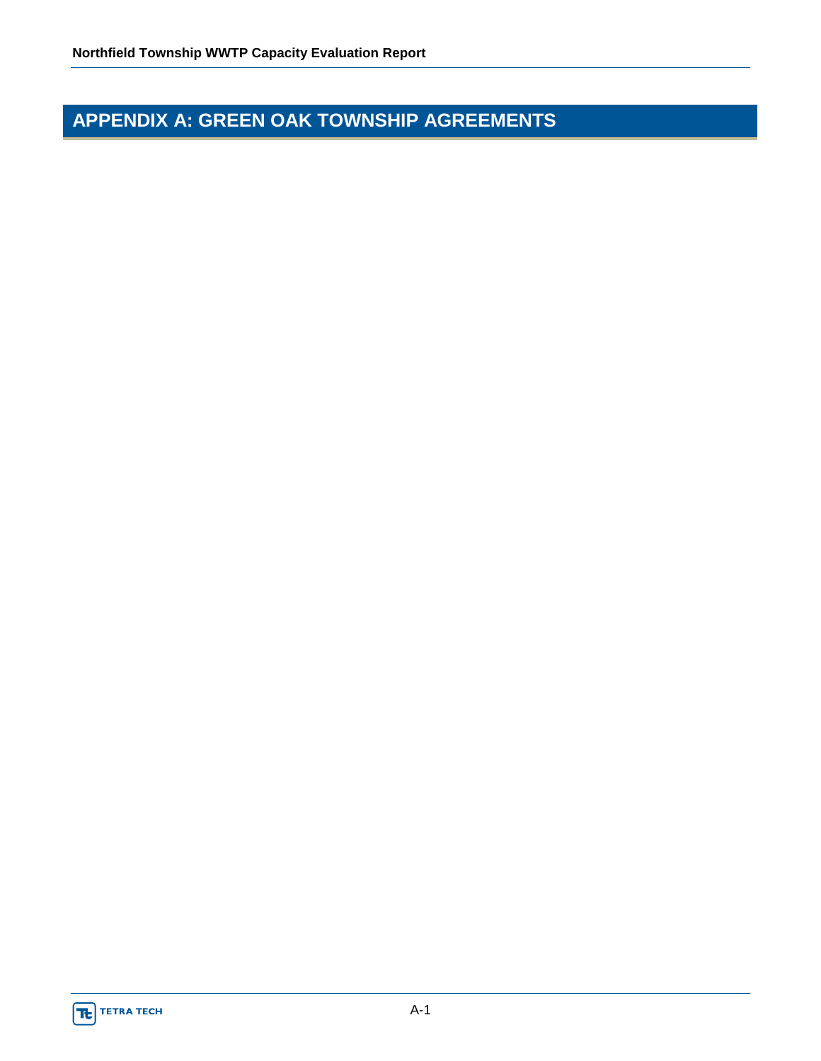# APPENDIX A: GREEN OAK TOWNSHIP AGREEMENTS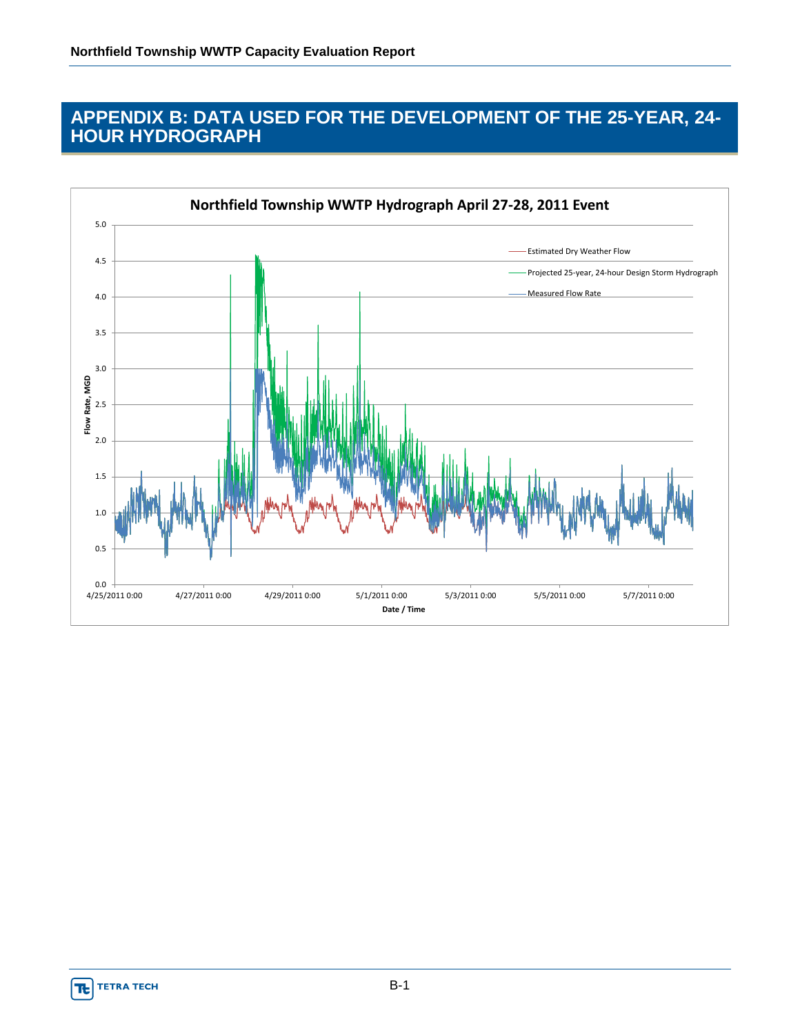# APPENDIX B: DATA USED FOR THE DEVELOPMENT OF THE 25-YEAR, 24-HOUR HYDROGRAPH

**Northfield Township WWTP Hydrograph April 27-28, 2011 Event**

Legend: Estimated Dry Weather Flow; Projected 25-year, 24-hour Design Storm Hydrograph; Measured Flow Rate

Y-axis: Flow Rate, MGD (0.0 – 5.0)

X-axis: Date / Time (4/25/2011 0:00, 4/27/2011 0:00, 4/29/2011 0:00, 5/1/2011 0:00, 5/3/2011 0:00, 5/5/2011 0:00, 5/7/2011 0:00)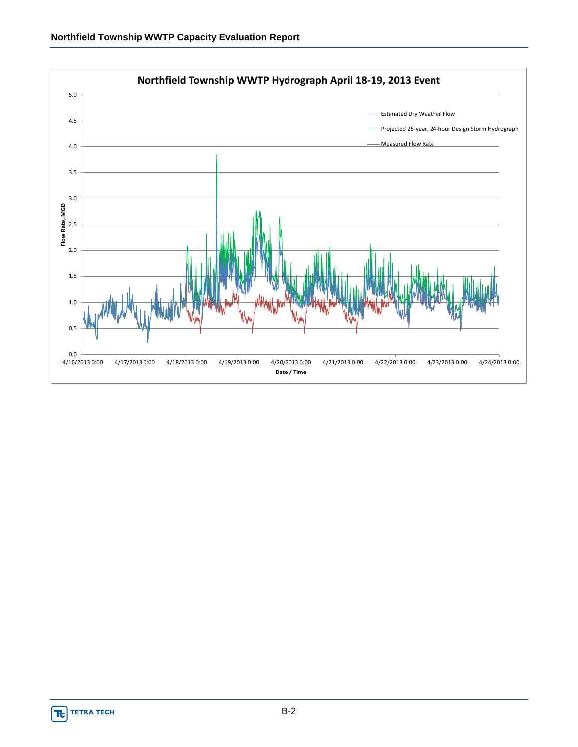**Northfield Township WWTP Hydrograph April 18-19, 2013 Event**

Estimated Dry Weather Flow

Projected 25-year, 24-hour Design Storm Hydrograph

Measured Flow Rate

Flow Rate, MGD

5.0
4.5
4.0
3.5
3.0
2.5
2.0
1.5
1.0
0.5
0.0

4/16/2013 0:00 | 4/17/2013 0:00 | 4/18/2013 0:00 | 4/19/2013 0:00 | 4/20/2013 0:00 | 4/21/2013 0:00 | 4/22/2013 0:00 | 4/23/2013 0:00 | 4/24/2013 0:00

Date / Time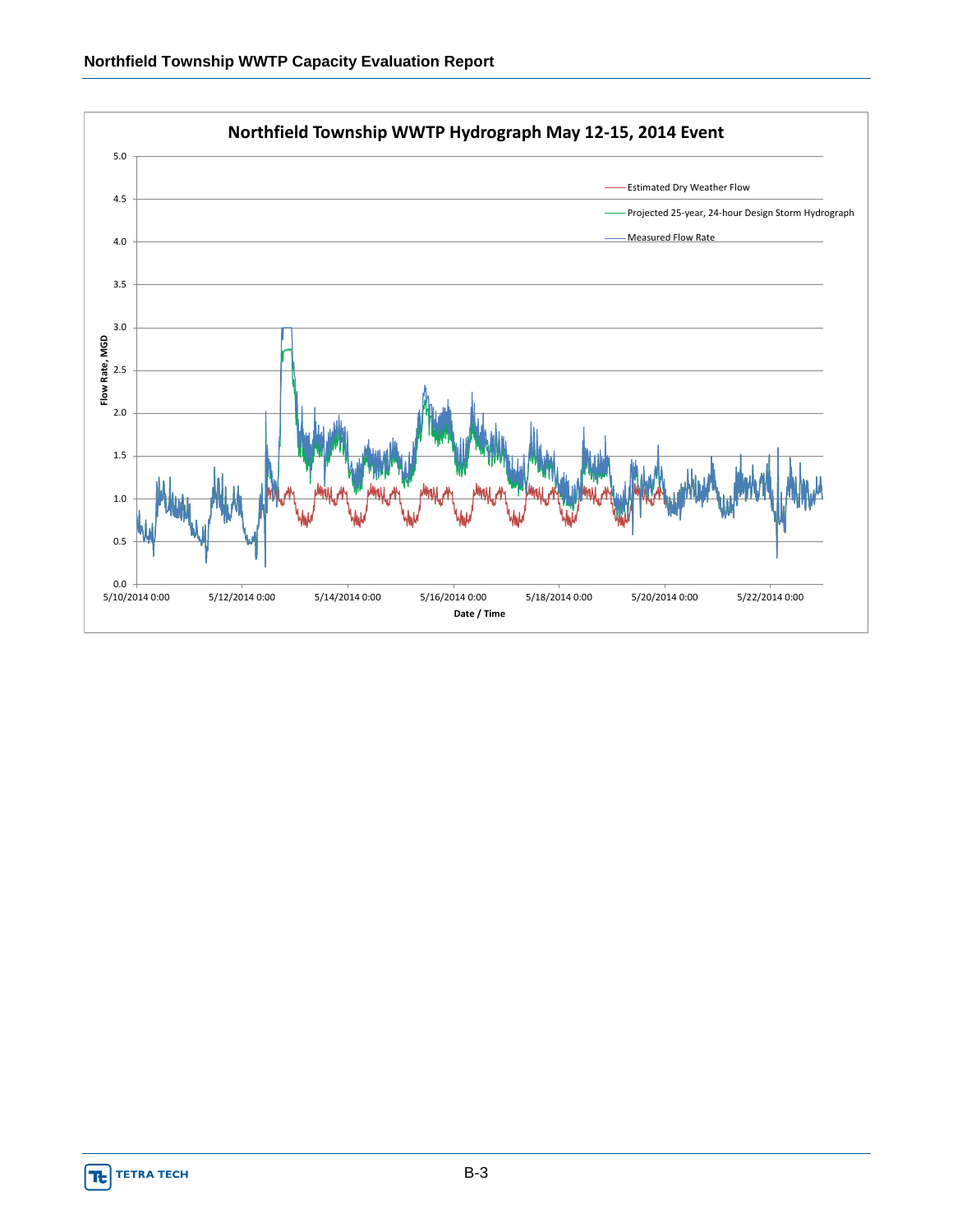**Northfield Township WWTP Hydrograph May 12-15, 2014 Event**

Flow Rate, MGD (0.0 – 5.0)

Date / Time (5/10/2014 0:00 – 5/22/2014 0:00)

Legend:
- Estimated Dry Weather Flow
- Projected 25-year, 24-hour Design Storm Hydrograph
- Measured Flow Rate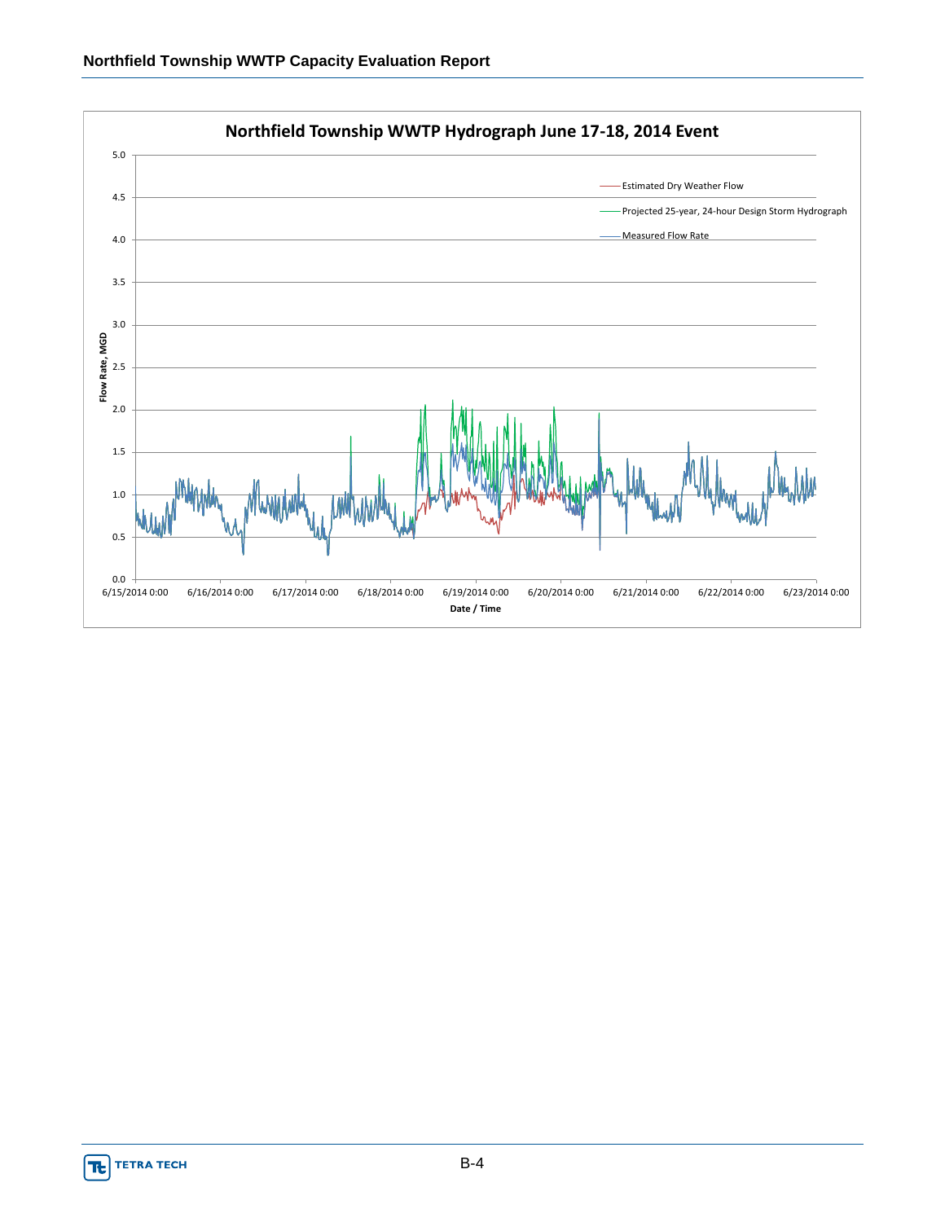Northfield Township WWTP Hydrograph June 17-18, 2014 Event

Estimated Dry Weather Flow

Projected 25-year, 24-hour Design Storm Hydrograph

Measured Flow Rate

Flow Rate, MGD

5.0
4.5
4.0
3.5
3.0
2.5
2.0
1.5
1.0
0.5
0.0

6/15/2014 0:00
6/16/2014 0:00
6/17/2014 0:00
6/18/2014 0:00
6/19/2014 0:00
6/20/2014 0:00
6/21/2014 0:00
6/22/2014 0:00
6/23/2014 0:00

Date / Time